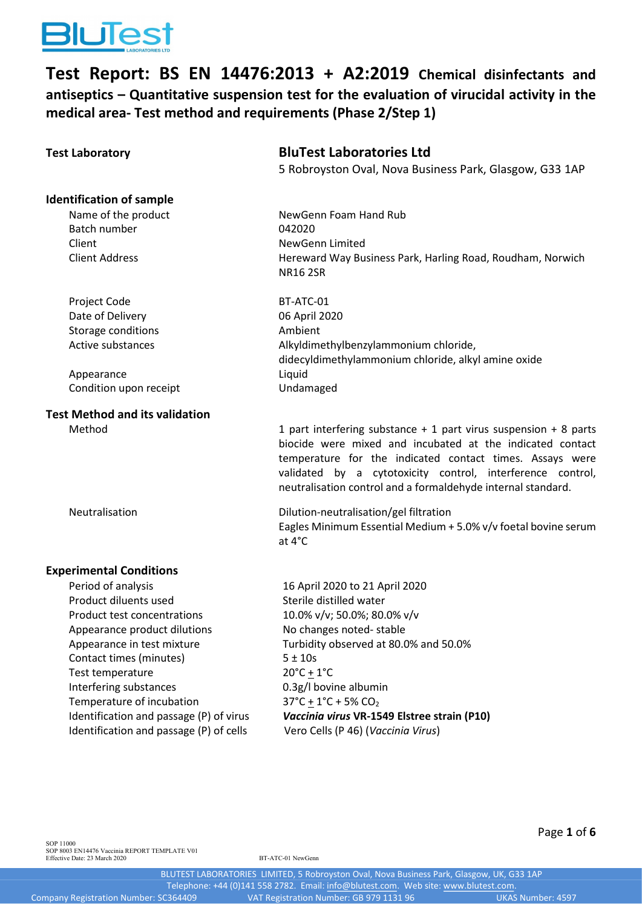BluTest

# Test Report: BS EN 14476:2013 + A2:2019 Chemical disinfectants and antiseptics – Quantitative suspension test for the evaluation of virucidal activity in the medical area- Test method and requirements (Phase 2/Step 1)

**Test Laboratory** — **BluTest Laboratories Ltd**
5 Robroyston Oval, Nova Business Park, Glasgow, G33 1AP

**Identification of sample**

| | |
|---|---|
| Name of the product | NewGenn Foam Hand Rub |
| Batch number | 042020 |
| Client | NewGenn Limited |
| Client Address | Hereward Way Business Park, Harling Road, Roudham, Norwich NR16 2SR |
| Project Code | BT-ATC-01 |
| Date of Delivery | 06 April 2020 |
| Storage conditions | Ambient |
| Active substances | Alkyldimethylbenzylammonium chloride, didecyldimethylammonium chloride, alkyl amine oxide |
| Appearance | Liquid |
| Condition upon receipt | Undamaged |

**Test Method and its validation**

| | |
|---|---|
| Method | 1 part interfering substance + 1 part virus suspension + 8 parts biocide were mixed and incubated at the indicated contact temperature for the indicated contact times. Assays were validated by a cytotoxicity control, interference control, neutralisation control and a formaldehyde internal standard. |
| Neutralisation | Dilution-neutralisation/gel filtration<br>Eagles Minimum Essential Medium + 5.0% v/v foetal bovine serum at 4°C |

**Experimental Conditions**

| | |
|---|---|
| Period of analysis | 16 April 2020 to 21 April 2020 |
| Product diluents used | Sterile distilled water |
| Product test concentrations | 10.0% v/v; 50.0%; 80.0% v/v |
| Appearance product dilutions | No changes noted- stable |
| Appearance in test mixture | Turbidity observed at 80.0% and 50.0% |
| Contact times (minutes) | 5 ± 10s |
| Test temperature | 20°C ± 1°C |
| Interfering substances | 0.3g/l bovine albumin |
| Temperature of incubation | 37°C ± 1°C + 5% $CO_2$ |
| Identification and passage (P) of virus | ***Vaccinia virus* VR-1549 Elstree strain (P10)** |
| Identification and passage (P) of cells | Vero Cells (P 46) (*Vaccinia Virus*) |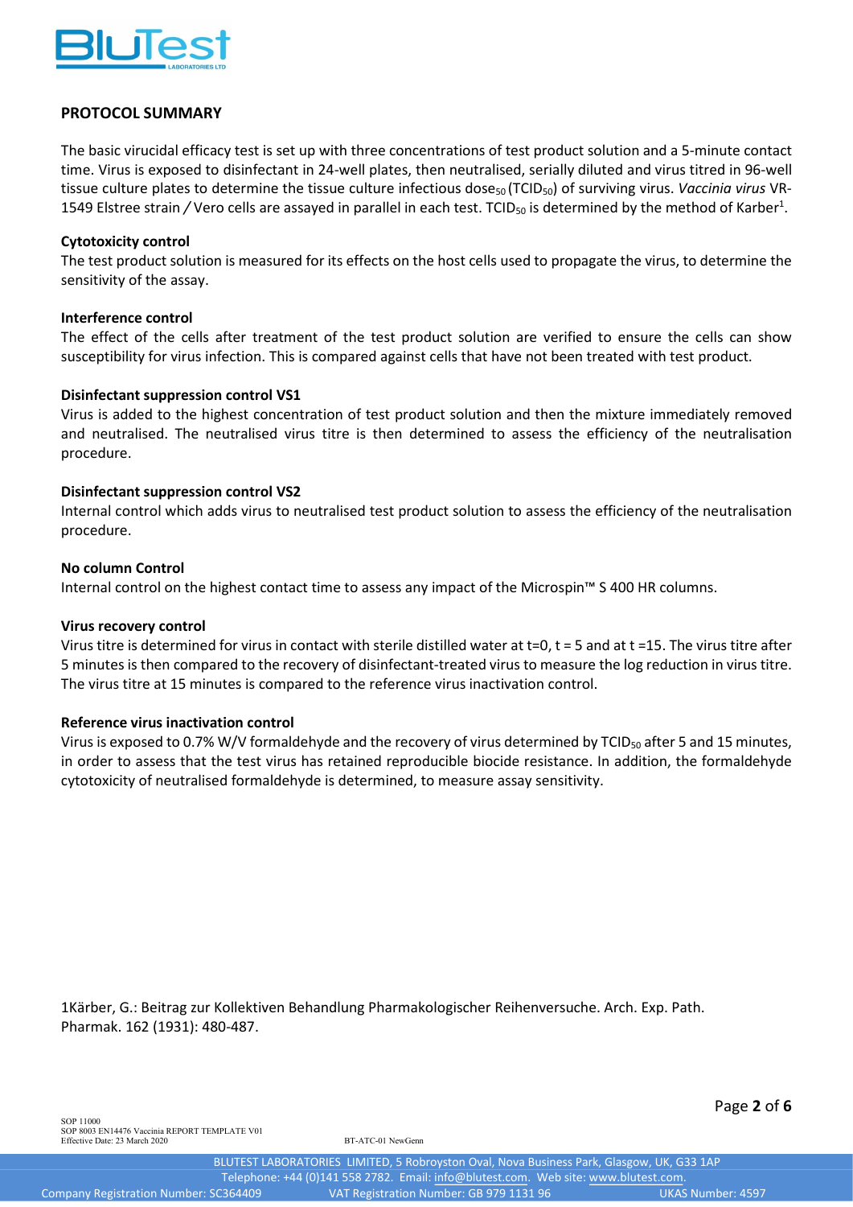## PROTOCOL SUMMARY

The basic virucidal efficacy test is set up with three concentrations of test product solution and a 5-minute contact time. Virus is exposed to disinfectant in 24-well plates, then neutralised, serially diluted and virus titred in 96-well tissue culture plates to determine the tissue culture infectious dose$_{50}$ ($TCID_{50}$) of surviving virus. *Vaccinia virus* VR-1549 Elstree strain / Vero cells are assayed in parallel in each test. $TCID_{50}$ is determined by the method of Karber[1].

### Cytotoxicity control

The test product solution is measured for its effects on the host cells used to propagate the virus, to determine the sensitivity of the assay.

### Interference control

The effect of the cells after treatment of the test product solution are verified to ensure the cells can show susceptibility for virus infection. This is compared against cells that have not been treated with test product.

### Disinfectant suppression control VS1

Virus is added to the highest concentration of test product solution and then the mixture immediately removed and neutralised. The neutralised virus titre is then determined to assess the efficiency of the neutralisation procedure.

### Disinfectant suppression control VS2

Internal control which adds virus to neutralised test product solution to assess the efficiency of the neutralisation procedure.

### No column Control

Internal control on the highest contact time to assess any impact of the Microspin™ S 400 HR columns.

### Virus recovery control

Virus titre is determined for virus in contact with sterile distilled water at t=0, t = 5 and at t =15. The virus titre after 5 minutes is then compared to the recovery of disinfectant-treated virus to measure the log reduction in virus titre. The virus titre at 15 minutes is compared to the reference virus inactivation control.

### Reference virus inactivation control

Virus is exposed to 0.7% W/V formaldehyde and the recovery of virus determined by $TCID_{50}$ after 5 and 15 minutes, in order to assess that the test virus has retained reproducible biocide resistance. In addition, the formaldehyde cytotoxicity of neutralised formaldehyde is determined, to measure assay sensitivity.

1Kärber, G.: Beitrag zur Kollektiven Behandlung Pharmakologischer Reihenversuche. Arch. Exp. Path. Pharmak. 162 (1931): 480-487.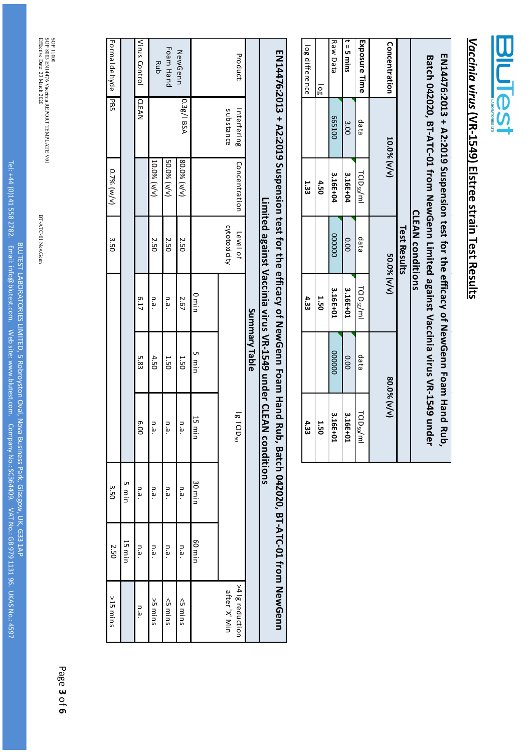# *Vaccinia virus* (VR-1549) Elstree strain Test Results

## EN14476:2013 + A2:2019 Suspension test for the efficacy of NewGenn Foam Hand Rub, Batch 042020, BT-ATC-01 from NewGenn Limited against Vaccinia virus VR-1549 under CLEAN conditions

**Test Results**

| Concentration | 10.0% (v/v) | | 50.0% (v/v) | | 80.0% (v/v) | |
|---|---|---|---|---|---|---|
| **Exposure Time** | data | $TCID_{50}$/ml | data | $TCID_{50}$/ml | data | $TCID_{50}$/ml |
| **t = 5 mins** | 3.00 | 3.16E+04 | 0.00 | 3.16E+01 | 0.00 | 3.16E+01 |
| Raw Data | 665100 | 3.16E+04 | 000000 | 3.16E+01 | 000000 | 3.16E+01 |
| log | | 4.50 | | 1.50 | | 1.50 |
| log difference | | 1.33 | | 4.33 | | 4.33 |

## EN14476:2013 + A2:2019 Suspension test for the efficacy of NewGenn Foam Hand Rub, Batch 042020, BT-ATC-01 from NewGenn Limited against Vaccinia virus VR-1549 under CLEAN conditions

**Summary Table**

| Product: | Interfering substance | Concentration | Level of cytotoxicity | lg $TCID_{50}$ | | | | | >4 lg reduction after 'X' Min |
|---|---|---|---|---|---|---|---|---|---|
| | | | | 0 min | 5 min | 15 min | 30 min | 60 min | |
| NewGenn Foam Hand Rub | 0.3g/l BSA | 80.0% (v/v) | 2.50 | 2.67 | 1.50 | n.a. | n.a. | n.a. | <5 mins |
| | | 50.0% (v/v) | 2.50 | n.a. | 1.50 | n.a. | n.a. | n.a. | <5 mins |
| | | 10.0% (v/v) | 2.50 | n.a. | 4.50 | n.a. | n.a. | n.a. | >5 mins |
| Virus Control | CLEAN | | | 6.17 | 5.83 | 6.00 | n.a. | n.a. | n.a. |
| | | | | | | | 5 min | 15 min | |
| Formaldehyde | PBS | 0.7% (w/v) | 3.50 | | | | 3.50 | 2.50 | >15 mins |

SOP 11000
SOP 8003 EN14476 Vaccinia REPORT TEMPLATE V01
Effective Date: 23 March 2020

BT-ATC-01 NewGenn

BLUTEST LABORATORIES LIMITED, 5 Robroyston Oval, Nova Business Park, Glasgow, UK, G33 1AP
Tel: +44 (0)141 558 2782. Email: info@blutest.com. Web site: www.blutest.com. Company No.: SC364409. VAT No.: GB979 1131 96. UKAS No.: 4597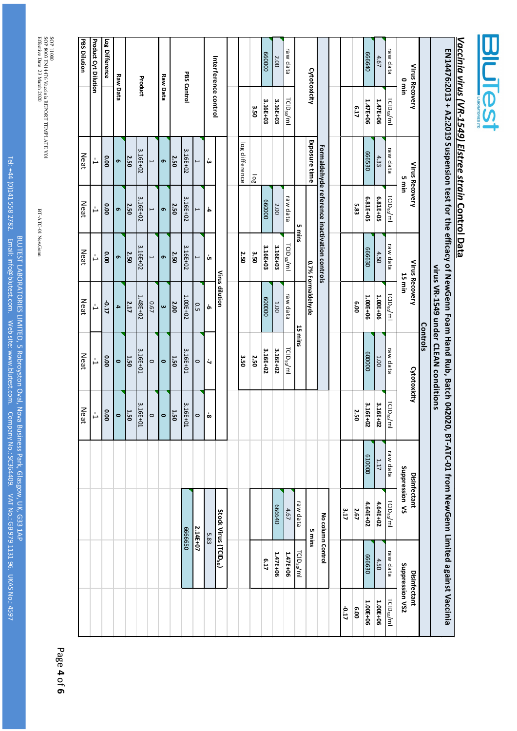# *Vaccinia virus (VR-1549) Elstree strain* Control Data

## EN14476:2013 + A2:2019 Suspension test for the efficacy of NewGenn Foam Hand Rub, Batch 042020, BT-ATC-01 from NewGenn Limited against Vaccinia virus VR-1549 under CLEAN conditions

### Controls

| Virus Recovery 0 min | | Virus Recovery 5 min | | Virus Recovery 15 min | | Cytotoxicity | | Disinfectant Suppression VS | | Disinfectant Suppression VS2 | |
|---|---|---|---|---|---|---|---|---|---|---|---|
| raw data | $TCID_{50}$/ml | raw data | $TCID_{50}$/ml | raw data | $TCID_{50}$/ml | raw data | $TCID_{50}$/ml | raw data | $TCID_{50}$/ml | raw data | $TCID_{50}$/ml |
| 4.67 | **1.47E+06** | 4.33 | **6.81E+05** | 4.50 | **1.00E+06** | 1.00 | **3.16E+02** | 1.17 | **4.64E+02** | 4.50 | **1.00E+06** |
| 666640 | **1.47E+06** | 666530 | **6.81E+05** | 666630 | **1.00E+06** | 600000 | **3.16E+02** | 610000 | **4.64E+02** | 666630 | **1.00E+06** |
| | **6.17** | | **5.83** | | **6.00** | | **2.50** | | **2.67** | | **6.00** |
| | | | | | | | | | **3.17** | | **-0.17** |

### Formaldehyde reference inactivation controls

| Cytotoxicity | | 0.7% Formaldehyde | | | | No column Control | |
|---|---|---|---|---|---|---|---|
| | | Exposure time | | | | 5 mins | |
| | | 5 mins | | 15 mins | | | |
| raw data | $TCID_{50}$/ml | raw data | $TCID_{50}$/ml | raw data | $TCID_{50}$/ml | raw data | $TCID_{50}$/ml |
| 2.00 | **3.16E+03** | 2.00 | **3.16E+03** | 1.00 | **3.16E+02** | 4.67 | **1.47E+06** |
| 660000 | **3.16E+03** | 660000 | **3.16E+03** | 600000 | **3.16E+02** | 666640 | **1.47E+06** |
| log | **3.50** | | **3.50** | | **2.50** | | **6.17** |
| log difference | | | **2.50** | | **3.50** | | |

### Interference control

| | | Virus dilution | | | | | |
|---|---|---|---|---|---|---|---|
| | | -3 | -4 | -5 | -6 | -7 | -8 |
| PBS Control | | 1 | 1 | 1 | 0.5 | 0 | 0 |
| | | 3.16E+02 | 3.16E+02 | 3.16E+02 | 1.00E+02 | 3.16E+01 | 3.16E+01 |
| | Raw Data | **6** | **6** | **6** | **3** | **0** | **0** |
| | | **2.50** | **2.50** | **2.50** | **2.00** | **1.50** | **1.50** |
| Product | | 1 | 1 | 1 | 0.67 | 0 | 0 |
| | | 3.16E+02 | 3.16E+02 | 3.16E+02 | 1.48E+02 | 3.16E+01 | 3.16E+01 |
| | Raw Data | **6** | **6** | **6** | **4** | **0** | **0** |
| | | **2.50** | **2.50** | **2.50** | **2.17** | **1.50** | **1.50** |
| **Log Difference** | | **0.00** | **0.00** | **0.00** | **-0.17** | **0.00** | **0.00** |
| **Product Cyt Dilution** | | -1 | -1 | -1 | -1 | -1 | -1 |
| **PBS Dilution** | | Neat | Neat | Neat | Neat | Neat | Neat |

| Stock Virus ($TCID_{50}$) |
|---|
| 5.83 |
| **2.14E+07** |
| 666650 |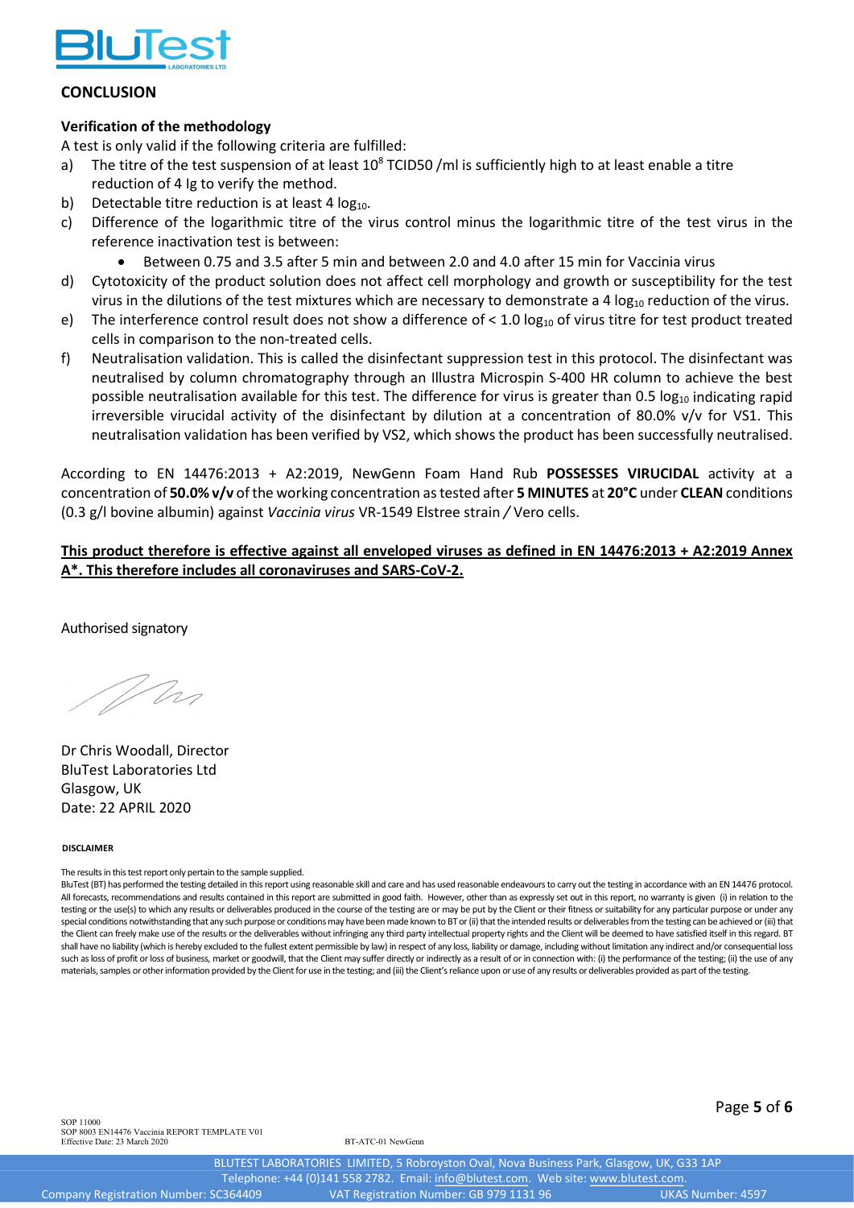## CONCLUSION

**Verification of the methodology**

A test is only valid if the following criteria are fulfilled:

a) The titre of the test suspension of at least $10^8$ TCID50 /ml is sufficiently high to at least enable a titre reduction of 4 lg to verify the method.

b) Detectable titre reduction is at least 4 $log_{10}$.

c) Difference of the logarithmic titre of the virus control minus the logarithmic titre of the test virus in the reference inactivation test is between:
   - Between 0.75 and 3.5 after 5 min and between 2.0 and 4.0 after 15 min for Vaccinia virus

d) Cytotoxicity of the product solution does not affect cell morphology and growth or susceptibility for the test virus in the dilutions of the test mixtures which are necessary to demonstrate a 4 $log_{10}$ reduction of the virus.

e) The interference control result does not show a difference of < 1.0 $log_{10}$ of virus titre for test product treated cells in comparison to the non-treated cells.

f) Neutralisation validation. This is called the disinfectant suppression test in this protocol. The disinfectant was neutralised by column chromatography through an Illustra Microspin S-400 HR column to achieve the best possible neutralisation available for this test. The difference for virus is greater than 0.5 $log_{10}$ indicating rapid irreversible virucidal activity of the disinfectant by dilution at a concentration of 80.0% v/v for VS1. This neutralisation validation has been verified by VS2, which shows the product has been successfully neutralised.

According to EN 14476:2013 + A2:2019, NewGenn Foam Hand Rub **POSSESSES VIRUCIDAL** activity at a concentration of **50.0% v/v** of the working concentration as tested after **5 MINUTES** at **20°C** under **CLEAN** conditions (0.3 g/l bovine albumin) against *Vaccinia virus* VR-1549 Elstree strain / Vero cells.

**This product therefore is effective against all enveloped viruses as defined in EN 14476:2013 + A2:2019 Annex A*. This therefore includes all coronaviruses and SARS-CoV-2.**

Authorised signatory

Dr Chris Woodall, Director
BluTest Laboratories Ltd
Glasgow, UK
Date: 22 APRIL 2020

**DISCLAIMER**

The results in this test report only pertain to the sample supplied.

BluTest (BT) has performed the testing detailed in this report using reasonable skill and care and has used reasonable endeavours to carry out the testing in accordance with an EN 14476 protocol. All forecasts, recommendations and results contained in this report are submitted in good faith. However, other than as expressly set out in this report, no warranty is given (i) in relation to the testing or the use(s) to which any results or deliverables produced in the course of the testing are or may be put by the Client or their fitness or suitability for any particular purpose or under any special conditions notwithstanding that any such purpose or conditions may have been made known to BT or (ii) that the intended results or deliverables from the testing can be achieved or (iii) that the Client can freely make use of the results or the deliverables without infringing any third party intellectual property rights and the Client will be deemed to have satisfied itself in this regard. BT shall have no liability (which is hereby excluded to the fullest extent permissible by law) in respect of any loss, liability or damage, including without limitation any indirect and/or consequential loss such as loss of profit or loss of business, market or goodwill, that the Client may suffer directly or indirectly as a result of or in connection with: (i) the performance of the testing; (ii) the use of any materials, samples or other information provided by the Client for use in the testing; and (iii) the Client's reliance upon or use of any results or deliverables provided as part of the testing.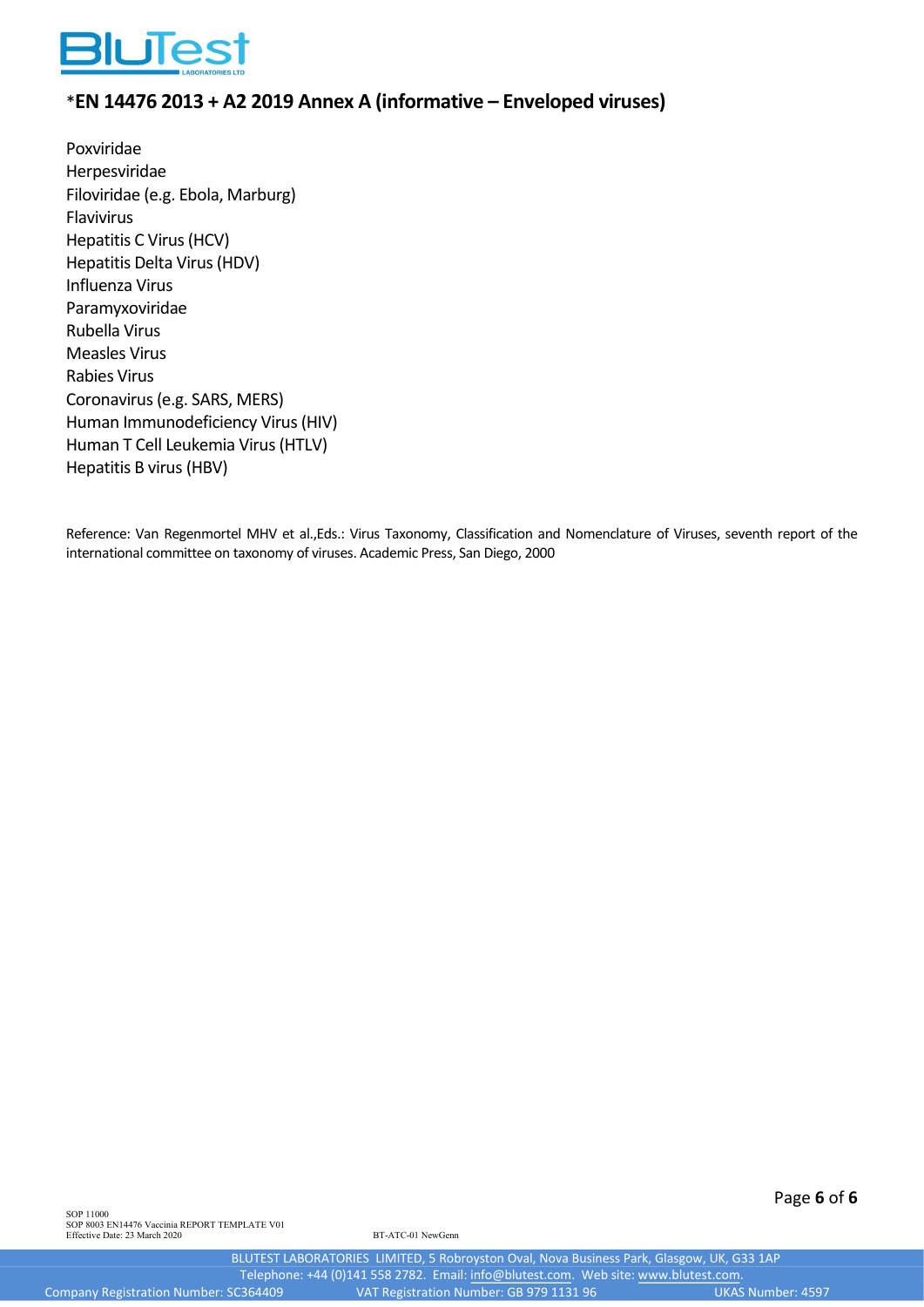## *EN 14476 2013 + A2 2019 Annex A (informative – Enveloped viruses)

Poxviridae
Herpesviridae
Filoviridae (e.g. Ebola, Marburg)
Flavivirus
Hepatitis C Virus (HCV)
Hepatitis Delta Virus (HDV)
Influenza Virus
Paramyxoviridae
Rubella Virus
Measles Virus
Rabies Virus
Coronavirus (e.g. SARS, MERS)
Human Immunodeficiency Virus (HIV)
Human T Cell Leukemia Virus (HTLV)
Hepatitis B virus (HBV)

Reference: Van Regenmortel MHV et al.,Eds.: Virus Taxonomy, Classification and Nomenclature of Viruses, seventh report of the international committee on taxonomy of viruses. Academic Press, San Diego, 2000